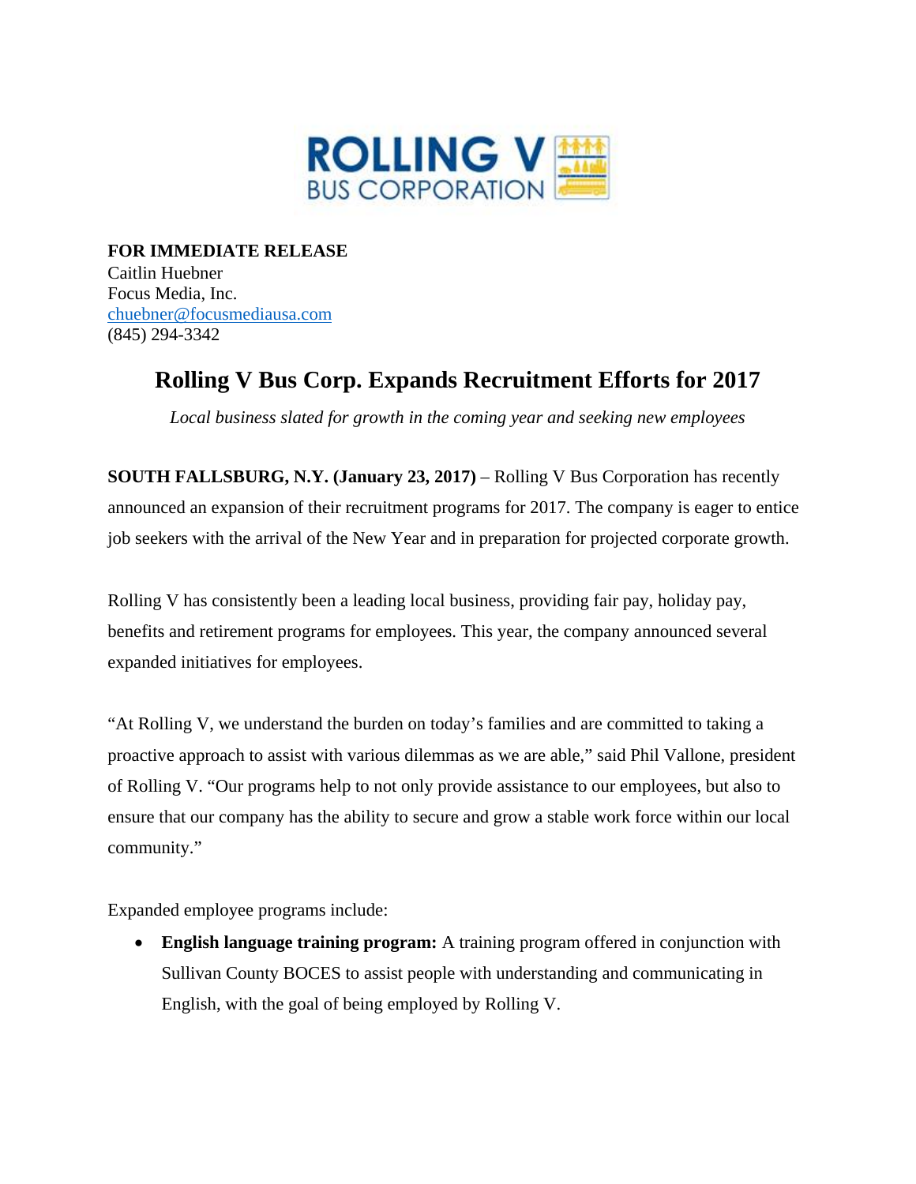ROLLING V BUS CORPORATION

**FOR IMMEDIATE RELEASE**
Caitlin Huebner
Focus Media, Inc.
chuebner@focusmediausa.com
(845) 294-3342

# Rolling V Bus Corp. Expands Recruitment Efforts for 2017

*Local business slated for growth in the coming year and seeking new employees*

**SOUTH FALLSBURG, N.Y. (January 23, 2017)** – Rolling V Bus Corporation has recently announced an expansion of their recruitment programs for 2017. The company is eager to entice job seekers with the arrival of the New Year and in preparation for projected corporate growth.

Rolling V has consistently been a leading local business, providing fair pay, holiday pay, benefits and retirement programs for employees. This year, the company announced several expanded initiatives for employees.

"At Rolling V, we understand the burden on today's families and are committed to taking a proactive approach to assist with various dilemmas as we are able," said Phil Vallone, president of Rolling V. "Our programs help to not only provide assistance to our employees, but also to ensure that our company has the ability to secure and grow a stable work force within our local community."

Expanded employee programs include:

- **English language training program:** A training program offered in conjunction with Sullivan County BOCES to assist people with understanding and communicating in English, with the goal of being employed by Rolling V.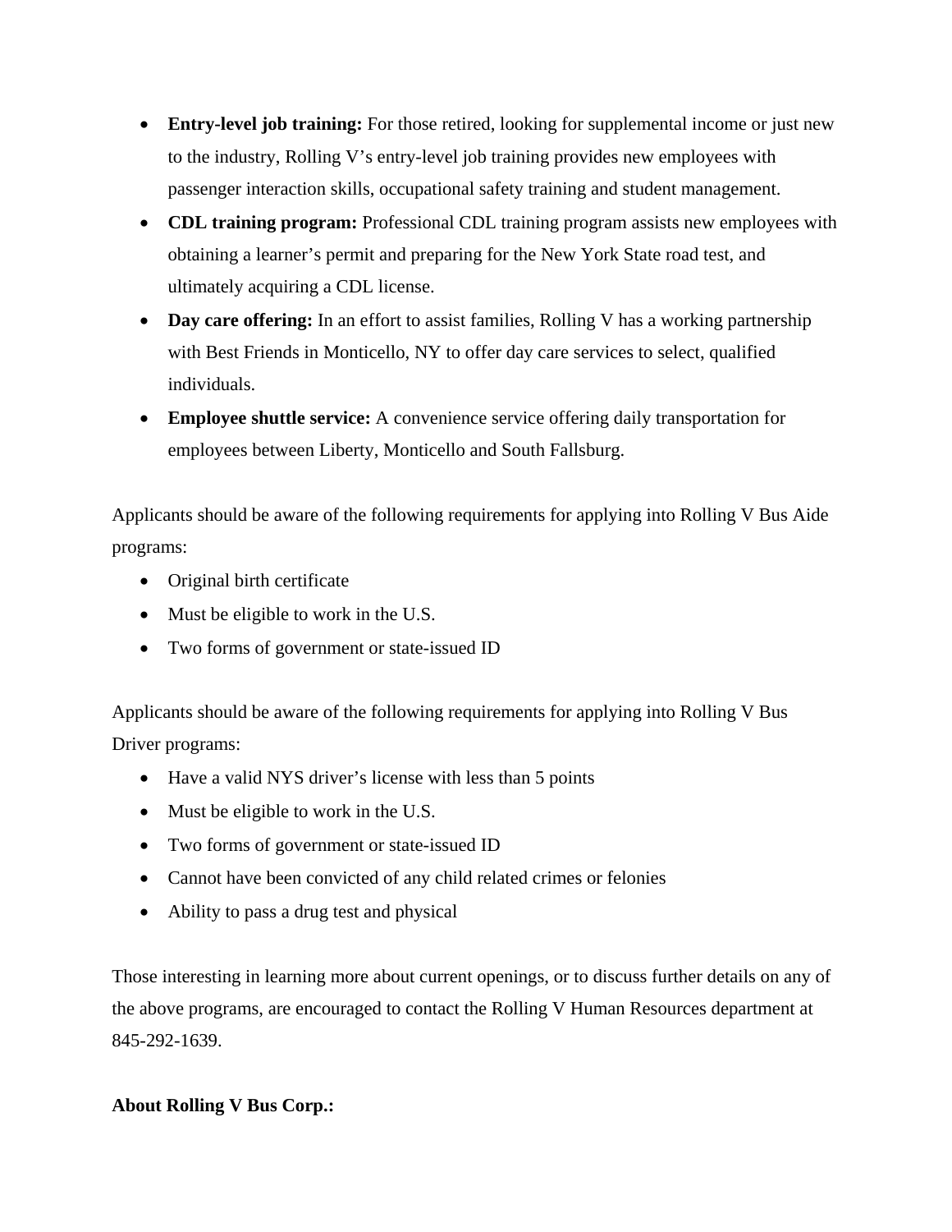- **Entry-level job training:** For those retired, looking for supplemental income or just new to the industry, Rolling V's entry-level job training provides new employees with passenger interaction skills, occupational safety training and student management.
- **CDL training program:** Professional CDL training program assists new employees with obtaining a learner's permit and preparing for the New York State road test, and ultimately acquiring a CDL license.
- **Day care offering:** In an effort to assist families, Rolling V has a working partnership with Best Friends in Monticello, NY to offer day care services to select, qualified individuals.
- **Employee shuttle service:** A convenience service offering daily transportation for employees between Liberty, Monticello and South Fallsburg.

Applicants should be aware of the following requirements for applying into Rolling V Bus Aide programs:

- Original birth certificate
- Must be eligible to work in the U.S.
- Two forms of government or state-issued ID

Applicants should be aware of the following requirements for applying into Rolling V Bus Driver programs:

- Have a valid NYS driver's license with less than 5 points
- Must be eligible to work in the U.S.
- Two forms of government or state-issued ID
- Cannot have been convicted of any child related crimes or felonies
- Ability to pass a drug test and physical

Those interesting in learning more about current openings, or to discuss further details on any of the above programs, are encouraged to contact the Rolling V Human Resources department at 845-292-1639.

**About Rolling V Bus Corp.:**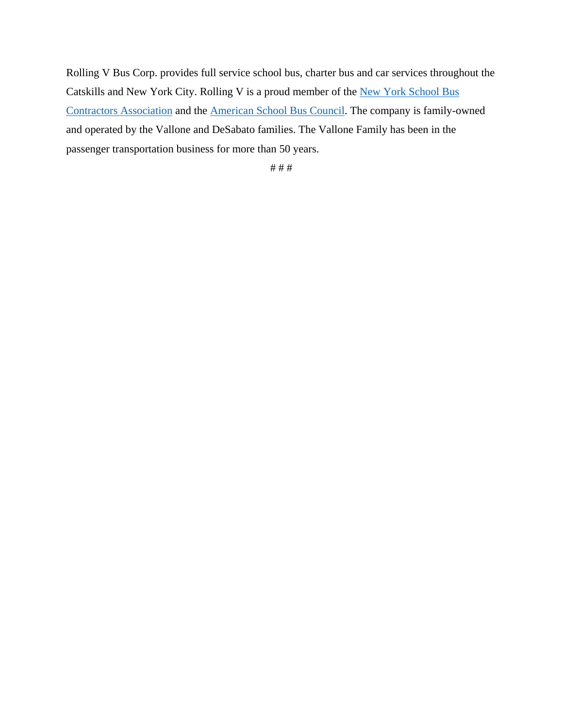Rolling V Bus Corp. provides full service school bus, charter bus and car services throughout the Catskills and New York City. Rolling V is a proud member of the New York School Bus Contractors Association and the American School Bus Council. The company is family-owned and operated by the Vallone and DeSabato families. The Vallone Family has been in the passenger transportation business for more than 50 years.

# # #